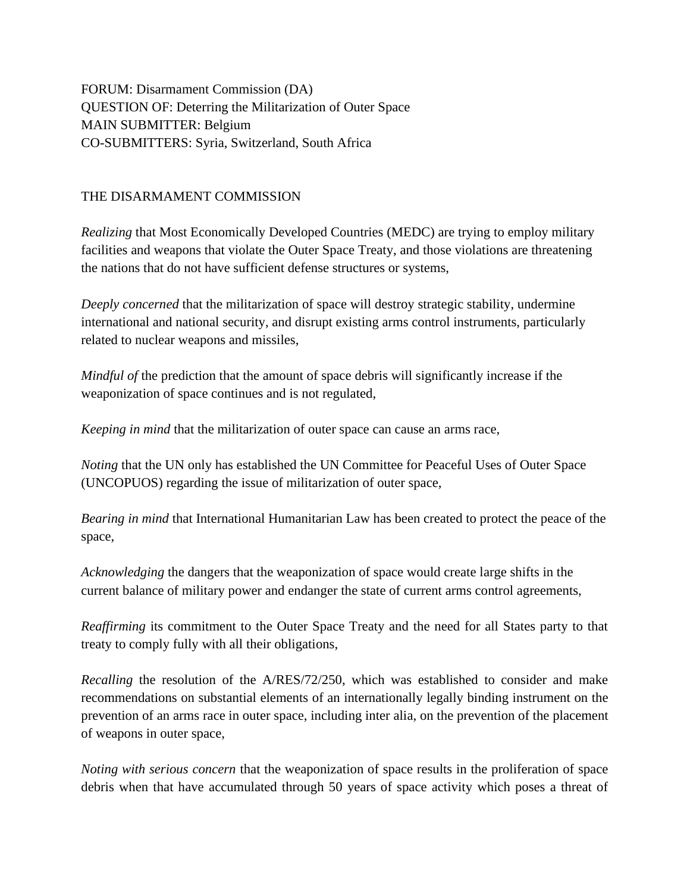FORUM: Disarmament Commission (DA)
QUESTION OF: Deterring the Militarization of Outer Space
MAIN SUBMITTER: Belgium
CO-SUBMITTERS: Syria, Switzerland, South Africa

THE DISARMAMENT COMMISSION

*Realizing* that Most Economically Developed Countries (MEDC) are trying to employ military facilities and weapons that violate the Outer Space Treaty, and those violations are threatening the nations that do not have sufficient defense structures or systems,

*Deeply concerned* that the militarization of space will destroy strategic stability, undermine international and national security, and disrupt existing arms control instruments, particularly related to nuclear weapons and missiles,

*Mindful of* the prediction that the amount of space debris will significantly increase if the weaponization of space continues and is not regulated,

*Keeping in mind* that the militarization of outer space can cause an arms race,

*Noting* that the UN only has established the UN Committee for Peaceful Uses of Outer Space (UNCOPUOS) regarding the issue of militarization of outer space,

*Bearing in mind* that International Humanitarian Law has been created to protect the peace of the space,

*Acknowledging* the dangers that the weaponization of space would create large shifts in the current balance of military power and endanger the state of current arms control agreements,

*Reaffirming* its commitment to the Outer Space Treaty and the need for all States party to that treaty to comply fully with all their obligations,

*Recalling* the resolution of the A/RES/72/250, which was established to consider and make recommendations on substantial elements of an internationally legally binding instrument on the prevention of an arms race in outer space, including inter alia, on the prevention of the placement of weapons in outer space,

*Noting with serious concern* that the weaponization of space results in the proliferation of space debris when that have accumulated through 50 years of space activity which poses a threat of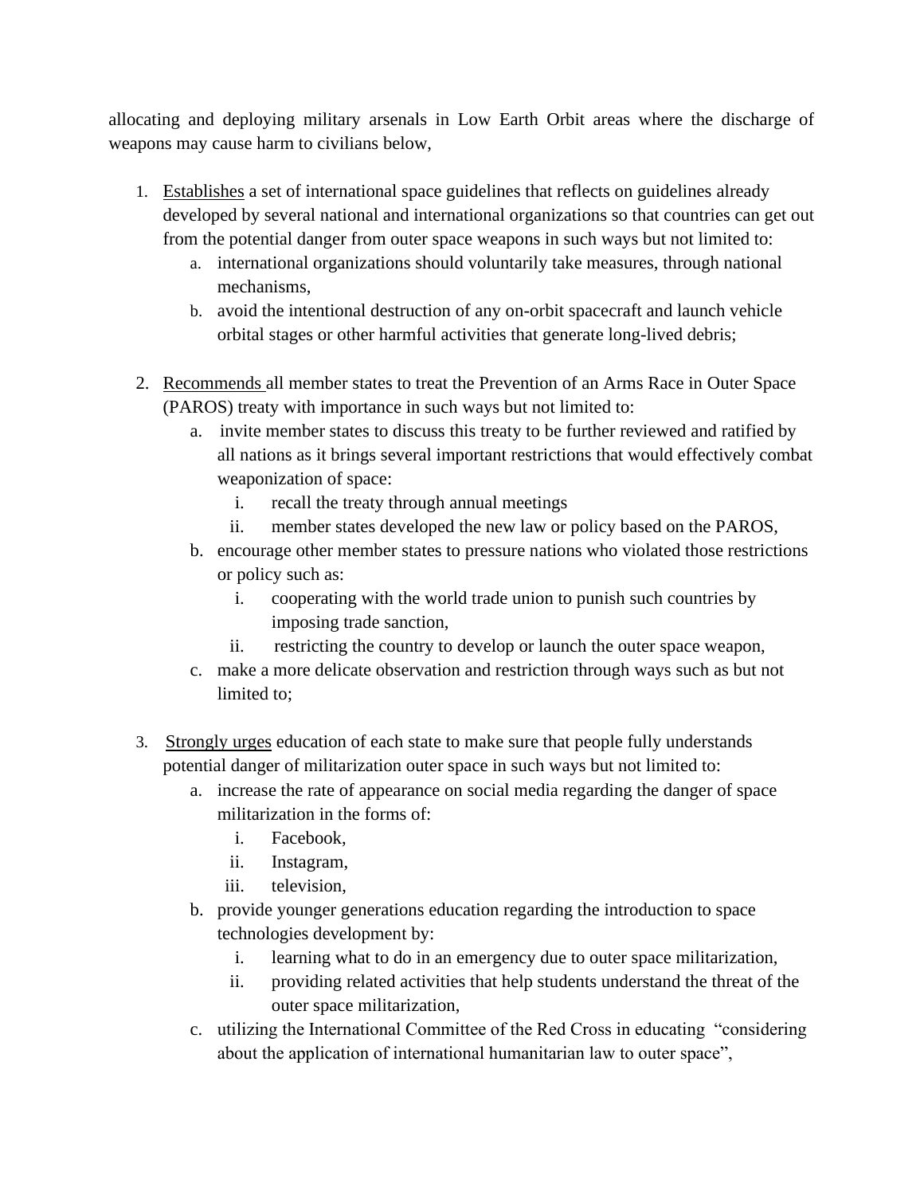allocating and deploying military arsenals in Low Earth Orbit areas where the discharge of weapons may cause harm to civilians below,

1. <u>Establishes</u> a set of international space guidelines that reflects on guidelines already developed by several national and international organizations so that countries can get out from the potential danger from outer space weapons in such ways but not limited to:
    a. international organizations should voluntarily take measures, through national mechanisms,
    b. avoid the intentional destruction of any on-orbit spacecraft and launch vehicle orbital stages or other harmful activities that generate long-lived debris;

2. <u>Recommends</u> all member states to treat the Prevention of an Arms Race in Outer Space (PAROS) treaty with importance in such ways but not limited to:
    a. invite member states to discuss this treaty to be further reviewed and ratified by all nations as it brings several important restrictions that would effectively combat weaponization of space:
        i. recall the treaty through annual meetings
        ii. member states developed the new law or policy based on the PAROS,
    b. encourage other member states to pressure nations who violated those restrictions or policy such as:
        i. cooperating with the world trade union to punish such countries by imposing trade sanction,
        ii. restricting the country to develop or launch the outer space weapon,
    c. make a more delicate observation and restriction through ways such as but not limited to;

3. <u>Strongly urges</u> education of each state to make sure that people fully understands potential danger of militarization outer space in such ways but not limited to:
    a. increase the rate of appearance on social media regarding the danger of space militarization in the forms of:
        i. Facebook,
        ii. Instagram,
        iii. television,
    b. provide younger generations education regarding the introduction to space technologies development by:
        i. learning what to do in an emergency due to outer space militarization,
        ii. providing related activities that help students understand the threat of the outer space militarization,
    c. utilizing the International Committee of the Red Cross in educating "considering about the application of international humanitarian law to outer space",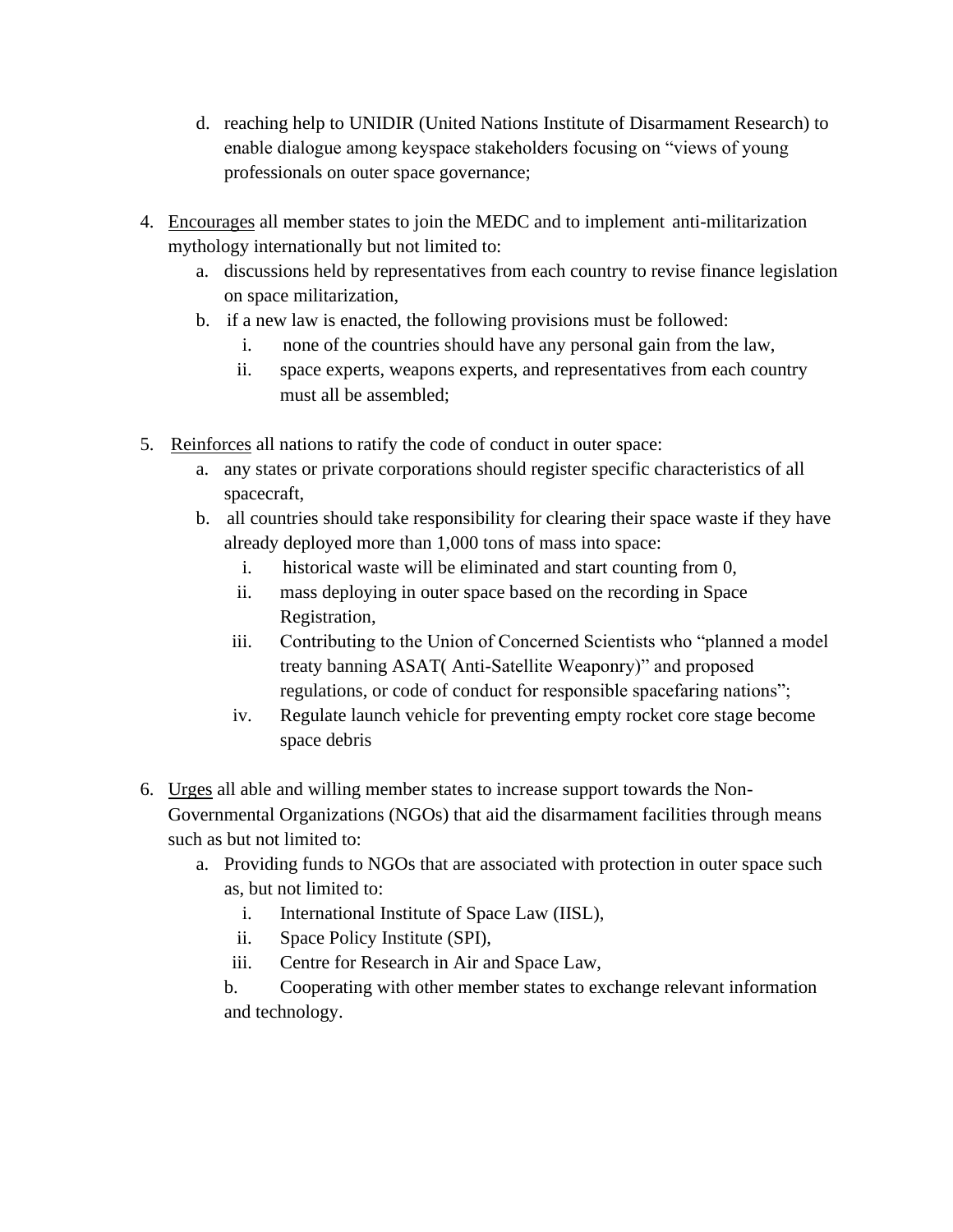d. reaching help to UNIDIR (United Nations Institute of Disarmament Research) to enable dialogue among keyspace stakeholders focusing on "views of young professionals on outer space governance;

4. <u>Encourages</u> all member states to join the MEDC and to implement anti-militarization mythology internationally but not limited to:
   a. discussions held by representatives from each country to revise finance legislation on space militarization,
   b. if a new law is enacted, the following provisions must be followed:
      i. none of the countries should have any personal gain from the law,
      ii. space experts, weapons experts, and representatives from each country must all be assembled;

5. <u>Reinforces</u> all nations to ratify the code of conduct in outer space:
   a. any states or private corporations should register specific characteristics of all spacecraft,
   b. all countries should take responsibility for clearing their space waste if they have already deployed more than 1,000 tons of mass into space:
      i. historical waste will be eliminated and start counting from 0,
      ii. mass deploying in outer space based on the recording in Space Registration,
      iii. Contributing to the Union of Concerned Scientists who "planned a model treaty banning ASAT( Anti-Satellite Weaponry)" and proposed regulations, or code of conduct for responsible spacefaring nations";
      iv. Regulate launch vehicle for preventing empty rocket core stage become space debris

6. <u>Urges</u> all able and willing member states to increase support towards the Non-Governmental Organizations (NGOs) that aid the disarmament facilities through means such as but not limited to:
   a. Providing funds to NGOs that are associated with protection in outer space such as, but not limited to:
      i. International Institute of Space Law (IISL),
      ii. Space Policy Institute (SPI),
      iii. Centre for Research in Air and Space Law,
   b. Cooperating with other member states to exchange relevant information and technology.